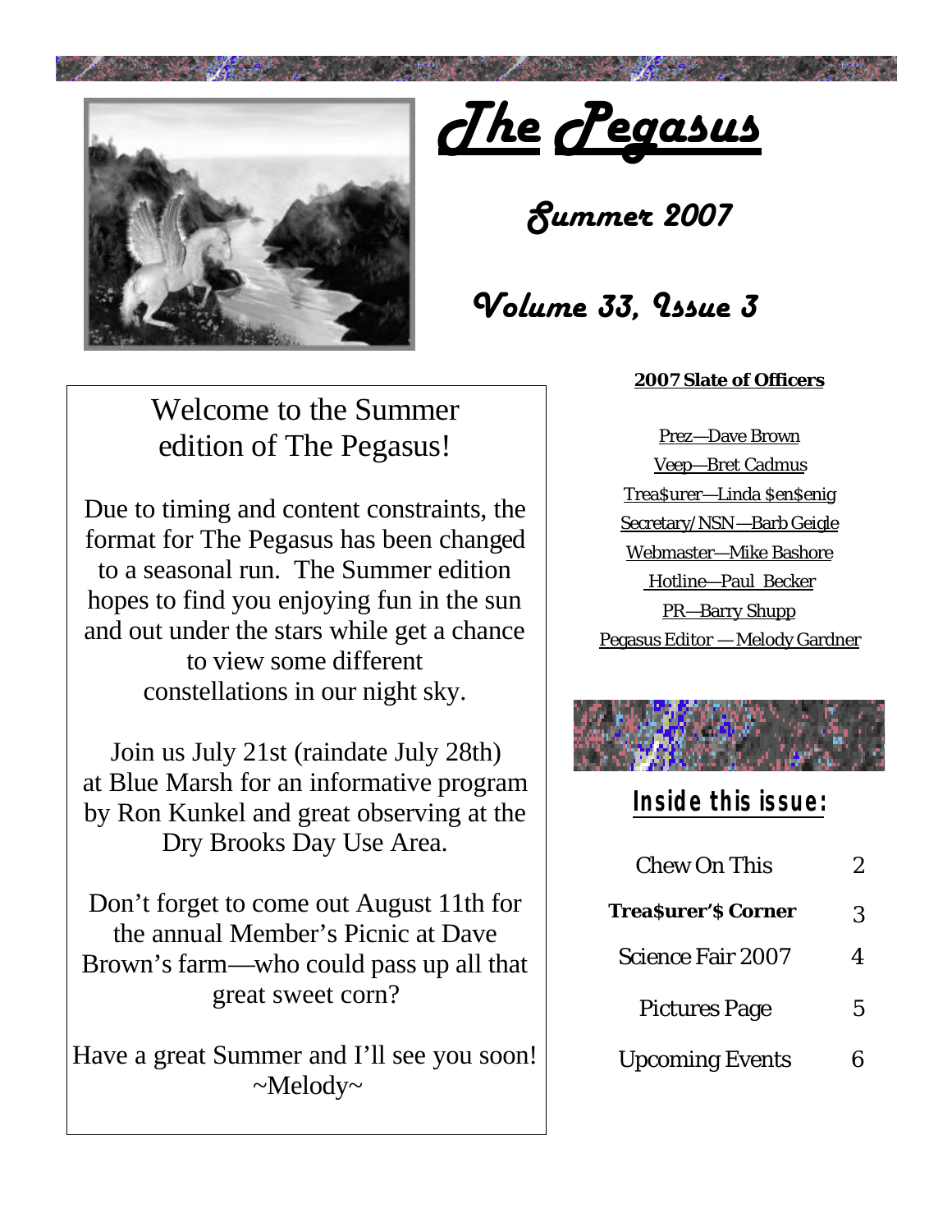# The Pegasus

## Summer 2007

## Volume 33, Issue 3

Welcome to the Summer edition of The Pegasus!

Due to timing and content constraints, the format for The Pegasus has been changed to a seasonal run. The Summer edition hopes to find you enjoying fun in the sun and out under the stars while get a chance to view some different constellations in our night sky.

Join us July 21st (raindate July 28th) at Blue Marsh for an informative program by Ron Kunkel and great observing at the Dry Brooks Day Use Area.

Don't forget to come out August 11th for the annual Member's Picnic at Dave Brown's farm—who could pass up all that great sweet corn?

Have a great Summer and I'll see you soon!
~Melody~

**2007 Slate of Officers**

Prez—Dave Brown
Veep—Bret Cadmus
Trea$urer—Linda $en$enig
Secretary/NSN—Barb Geigle
Webmaster—Mike Bashore
Hotline—Paul Becker
PR—Barry Shupp
Pegasus Editor — Melody Gardner

## Inside this issue:

| | |
|---|---|
| Chew On This | 2 |
| **Trea$urer's Corner** | 3 |
| Science Fair 2007 | 4 |
| Pictures Page | 5 |
| Upcoming Events | 6 |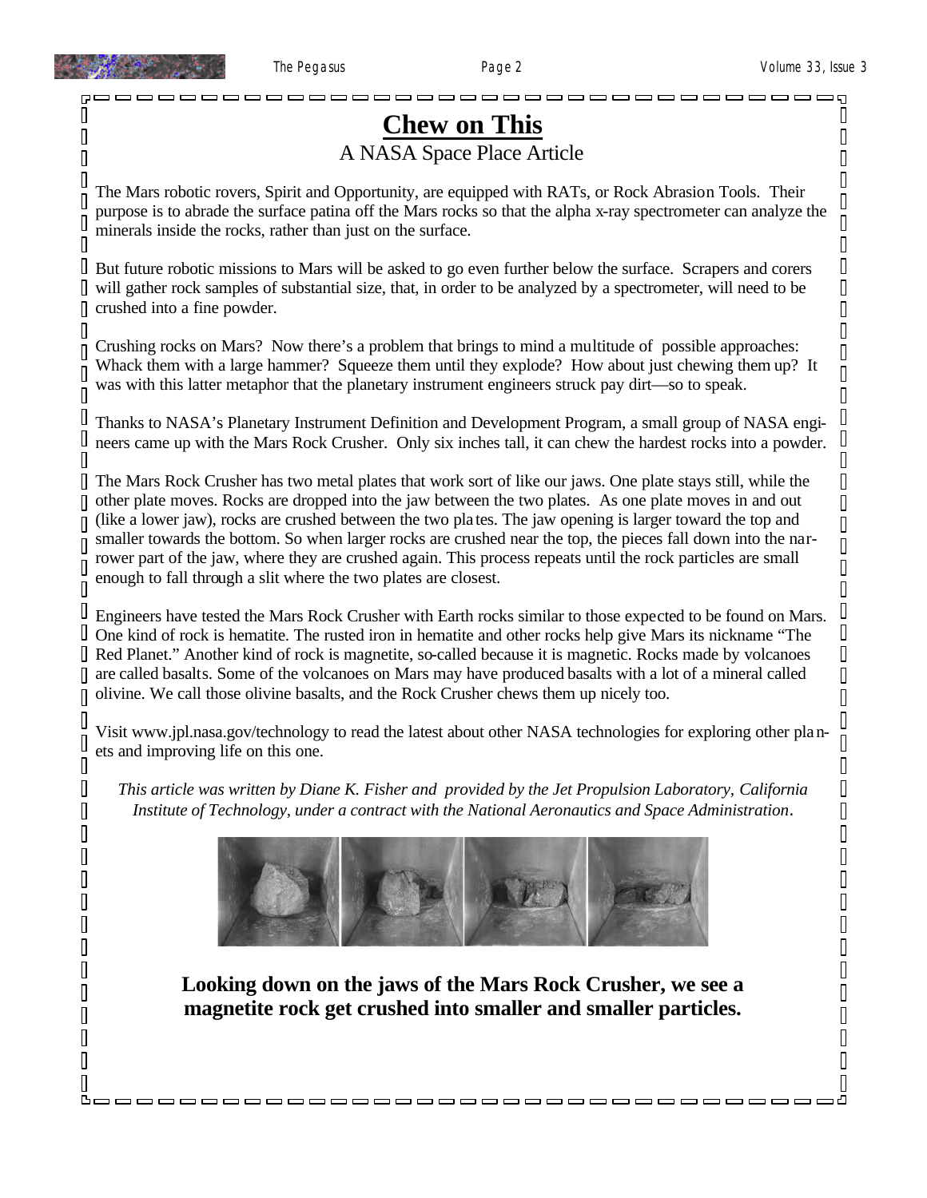# Chew on This

A NASA Space Place Article

The Mars robotic rovers, Spirit and Opportunity, are equipped with RATs, or Rock Abrasion Tools. Their purpose is to abrade the surface patina off the Mars rocks so that the alpha x-ray spectrometer can analyze the minerals inside the rocks, rather than just on the surface.

But future robotic missions to Mars will be asked to go even further below the surface. Scrapers and corers will gather rock samples of substantial size, that, in order to be analyzed by a spectrometer, will need to be crushed into a fine powder.

Crushing rocks on Mars? Now there's a problem that brings to mind a multitude of possible approaches: Whack them with a large hammer? Squeeze them until they explode? How about just chewing them up? It was with this latter metaphor that the planetary instrument engineers struck pay dirt—so to speak.

Thanks to NASA's Planetary Instrument Definition and Development Program, a small group of NASA engineers came up with the Mars Rock Crusher. Only six inches tall, it can chew the hardest rocks into a powder.

The Mars Rock Crusher has two metal plates that work sort of like our jaws. One plate stays still, while the other plate moves. Rocks are dropped into the jaw between the two plates. As one plate moves in and out (like a lower jaw), rocks are crushed between the two plates. The jaw opening is larger toward the top and smaller towards the bottom. So when larger rocks are crushed near the top, the pieces fall down into the narrower part of the jaw, where they are crushed again. This process repeats until the rock particles are small enough to fall through a slit where the two plates are closest.

Engineers have tested the Mars Rock Crusher with Earth rocks similar to those expected to be found on Mars. One kind of rock is hematite. The rusted iron in hematite and other rocks help give Mars its nickname "The Red Planet." Another kind of rock is magnetite, so-called because it is magnetic. Rocks made by volcanoes are called basalts. Some of the volcanoes on Mars may have produced basalts with a lot of a mineral called olivine. We call those olivine basalts, and the Rock Crusher chews them up nicely too.

Visit www.jpl.nasa.gov/technology to read the latest about other NASA technologies for exploring other planets and improving life on this one.

*This article was written by Diane K. Fisher and provided by the Jet Propulsion Laboratory, California Institute of Technology, under a contract with the National Aeronautics and Space Administration.*

**Looking down on the jaws of the Mars Rock Crusher, we see a magnetite rock get crushed into smaller and smaller particles.**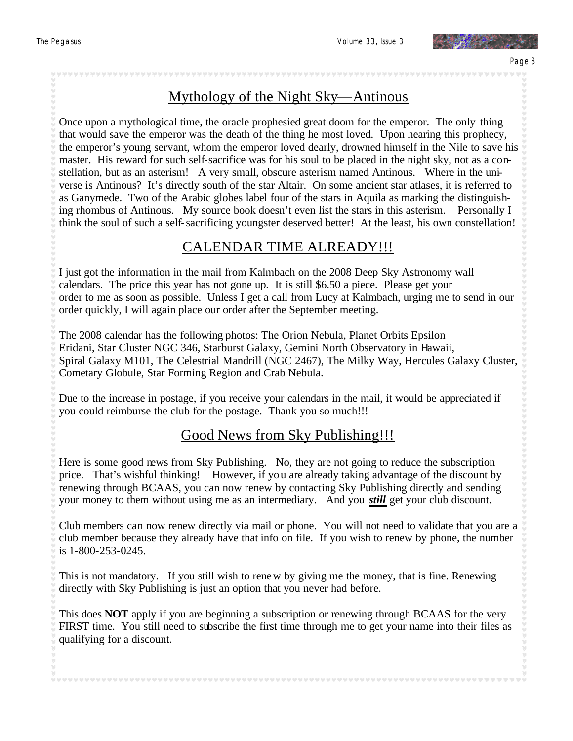## Mythology of the Night Sky—Antinous

Once upon a mythological time, the oracle prophesied great doom for the emperor. The only thing that would save the emperor was the death of the thing he most loved. Upon hearing this prophecy, the emperor's young servant, whom the emperor loved dearly, drowned himself in the Nile to save his master. His reward for such self-sacrifice was for his soul to be placed in the night sky, not as a constellation, but as an asterism! A very small, obscure asterism named Antinous. Where in the universe is Antinous? It's directly south of the star Altair. On some ancient star atlases, it is referred to as Ganymede. Two of the Arabic globes label four of the stars in Aquila as marking the distinguishing rhombus of Antinous. My source book doesn't even list the stars in this asterism. Personally I think the soul of such a self-sacrificing youngster deserved better! At the least, his own constellation!

## CALENDAR TIME ALREADY!!!

I just got the information in the mail from Kalmbach on the 2008 Deep Sky Astronomy wall calendars. The price this year has not gone up. It is still $6.50 a piece. Please get your order to me as soon as possible. Unless I get a call from Lucy at Kalmbach, urging me to send in our order quickly, I will again place our order after the September meeting.

The 2008 calendar has the following photos: The Orion Nebula, Planet Orbits Epsilon Eridani, Star Cluster NGC 346, Starburst Galaxy, Gemini North Observatory in Hawaii, Spiral Galaxy M101, The Celestrial Mandrill (NGC 2467), The Milky Way, Hercules Galaxy Cluster, Cometary Globule, Star Forming Region and Crab Nebula.

Due to the increase in postage, if you receive your calendars in the mail, it would be appreciated if you could reimburse the club for the postage. Thank you so much!!!

## Good News from Sky Publishing!!!

Here is some good news from Sky Publishing. No, they are not going to reduce the subscription price. That's wishful thinking! However, if you are already taking advantage of the discount by renewing through BCAAS, you can now renew by contacting Sky Publishing directly and sending your money to them without using me as an intermediary. And you ***still*** get your club discount.

Club members can now renew directly via mail or phone. You will not need to validate that you are a club member because they already have that info on file. If you wish to renew by phone, the number is 1-800-253-0245.

This is not mandatory. If you still wish to renew by giving me the money, that is fine. Renewing directly with Sky Publishing is just an option that you never had before.

This does **NOT** apply if you are beginning a subscription or renewing through BCAAS for the very FIRST time. You still need to subscribe the first time through me to get your name into their files as qualifying for a discount.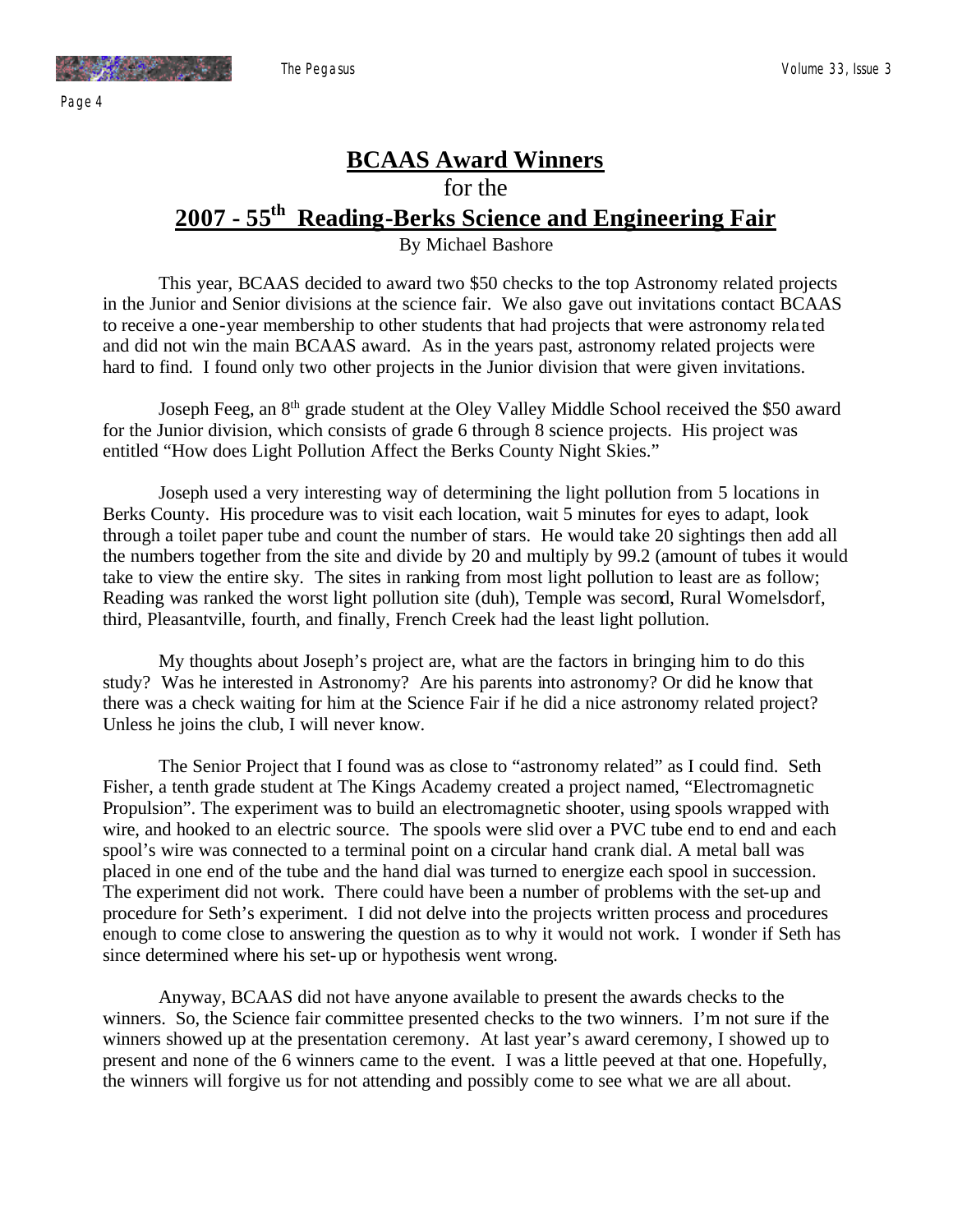# BCAAS Award Winners

for the

## 2007 - 55th Reading-Berks Science and Engineering Fair

By Michael Bashore

This year, BCAAS decided to award two $50 checks to the top Astronomy related projects in the Junior and Senior divisions at the science fair. We also gave out invitations contact BCAAS to receive a one-year membership to other students that had projects that were astronomy related and did not win the main BCAAS award. As in the years past, astronomy related projects were hard to find. I found only two other projects in the Junior division that were given invitations.

Joseph Feeg, an 8th grade student at the Oley Valley Middle School received the $50 award for the Junior division, which consists of grade 6 through 8 science projects. His project was entitled "How does Light Pollution Affect the Berks County Night Skies."

Joseph used a very interesting way of determining the light pollution from 5 locations in Berks County. His procedure was to visit each location, wait 5 minutes for eyes to adapt, look through a toilet paper tube and count the number of stars. He would take 20 sightings then add all the numbers together from the site and divide by 20 and multiply by 99.2 (amount of tubes it would take to view the entire sky. The sites in ranking from most light pollution to least are as follow; Reading was ranked the worst light pollution site (duh), Temple was second, Rural Womelsdorf, third, Pleasantville, fourth, and finally, French Creek had the least light pollution.

My thoughts about Joseph's project are, what are the factors in bringing him to do this study? Was he interested in Astronomy? Are his parents into astronomy? Or did he know that there was a check waiting for him at the Science Fair if he did a nice astronomy related project? Unless he joins the club, I will never know.

The Senior Project that I found was as close to "astronomy related" as I could find. Seth Fisher, a tenth grade student at The Kings Academy created a project named, "Electromagnetic Propulsion". The experiment was to build an electromagnetic shooter, using spools wrapped with wire, and hooked to an electric source. The spools were slid over a PVC tube end to end and each spool's wire was connected to a terminal point on a circular hand crank dial. A metal ball was placed in one end of the tube and the hand dial was turned to energize each spool in succession. The experiment did not work. There could have been a number of problems with the set-up and procedure for Seth's experiment. I did not delve into the projects written process and procedures enough to come close to answering the question as to why it would not work. I wonder if Seth has since determined where his set-up or hypothesis went wrong.

Anyway, BCAAS did not have anyone available to present the awards checks to the winners. So, the Science fair committee presented checks to the two winners. I'm not sure if the winners showed up at the presentation ceremony. At last year's award ceremony, I showed up to present and none of the 6 winners came to the event. I was a little peeved at that one. Hopefully, the winners will forgive us for not attending and possibly come to see what we are all about.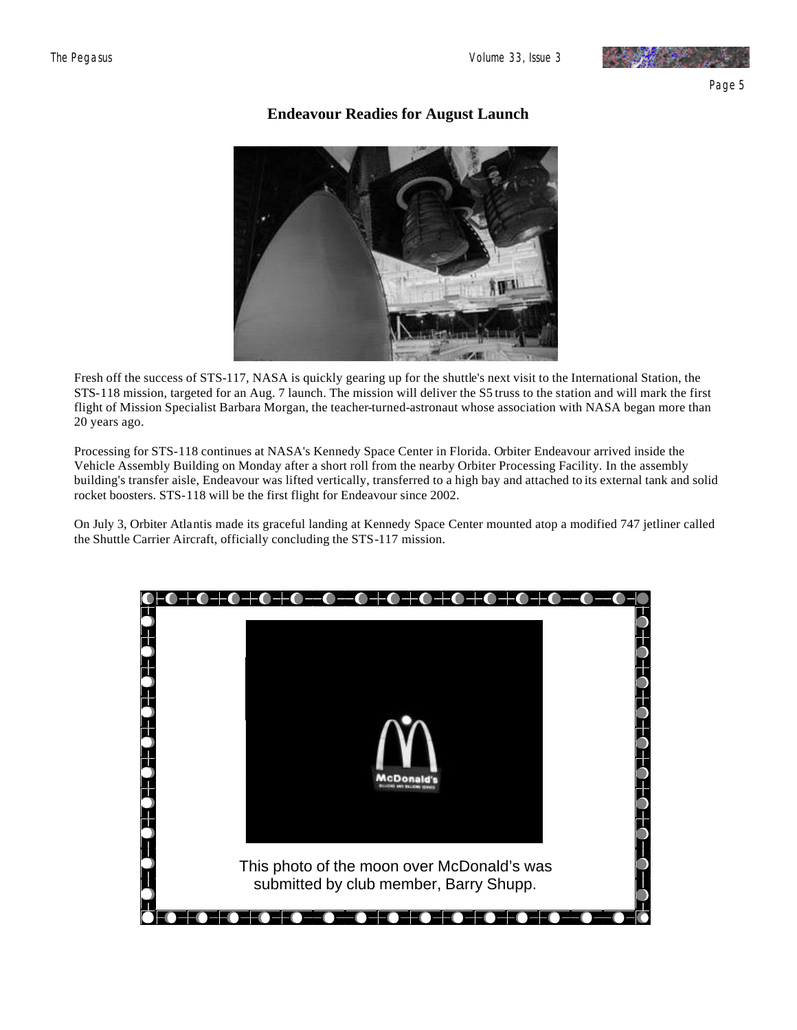## Endeavour Readies for August Launch

Fresh off the success of STS-117, NASA is quickly gearing up for the shuttle's next visit to the International Station, the STS-118 mission, targeted for an Aug. 7 launch. The mission will deliver the S5 truss to the station and will mark the first flight of Mission Specialist Barbara Morgan, the teacher-turned-astronaut whose association with NASA began more than 20 years ago.

Processing for STS-118 continues at NASA's Kennedy Space Center in Florida. Orbiter Endeavour arrived inside the Vehicle Assembly Building on Monday after a short roll from the nearby Orbiter Processing Facility. In the assembly building's transfer aisle, Endeavour was lifted vertically, transferred to a high bay and attached to its external tank and solid rocket boosters. STS-118 will be the first flight for Endeavour since 2002.

On July 3, Orbiter Atlantis made its graceful landing at Kennedy Space Center mounted atop a modified 747 jetliner called the Shuttle Carrier Aircraft, officially concluding the STS-117 mission.

This photo of the moon over McDonald's was submitted by club member, Barry Shupp.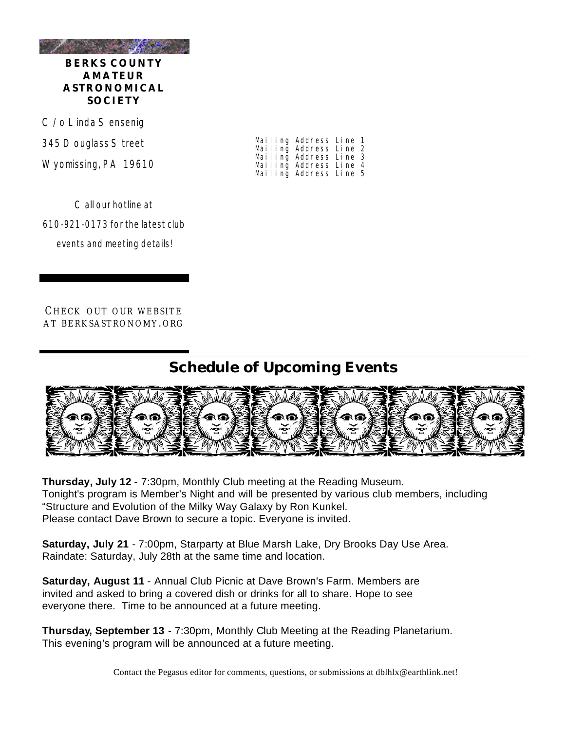**BERKS COUNTY AMATEUR ASTRONOMICAL SOCIETY**

C/o Linda Sensenig

345 Douglass Street

Wyomissing, PA 19610

Mailing Address Line 1
Mailing Address Line 2
Mailing Address Line 3
Mailing Address Line 4
Mailing Address Line 5

Call our hotline at 610-921-0173 for the latest club events and meeting details!

CHECK OUT OUR WEBSITE AT BERKSASTRONOMY.ORG

## Schedule of Upcoming Events

**Thursday, July 12 -** 7:30pm, Monthly Club meeting at the Reading Museum.
Tonight's program is Member's Night and will be presented by various club members, including "Structure and Evolution of the Milky Way Galaxy by Ron Kunkel.
Please contact Dave Brown to secure a topic. Everyone is invited.

**Saturday, July 21** - 7:00pm, Starparty at Blue Marsh Lake, Dry Brooks Day Use Area.
Raindate: Saturday, July 28th at the same time and location.

**Saturday, August 11** - Annual Club Picnic at Dave Brown's Farm. Members are invited and asked to bring a covered dish or drinks for all to share. Hope to see everyone there. Time to be announced at a future meeting.

**Thursday, September 13** - 7:30pm, Monthly Club Meeting at the Reading Planetarium.
This evening's program will be announced at a future meeting.

Contact the Pegasus editor for comments, questions, or submissions at dblhlx@earthlink.net!